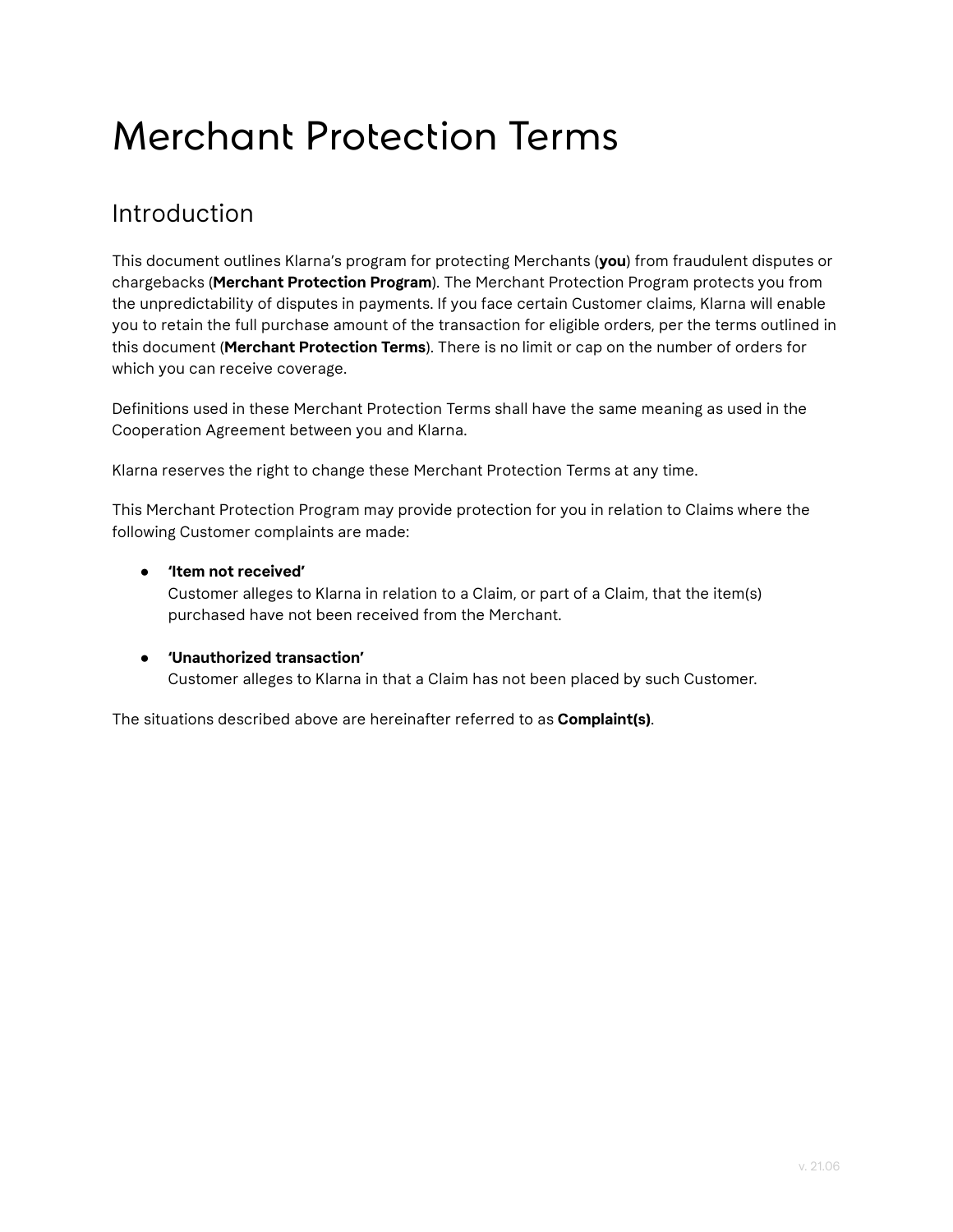# Merchant Protection Terms

## Introduction

This document outlines Klarna's program for protecting Merchants (**you**) from fraudulent disputes or chargebacks (**Merchant Protection Program**). The Merchant Protection Program protects you from the unpredictability of disputes in payments. If you face certain Customer claims, Klarna will enable you to retain the full purchase amount of the transaction for eligible orders, per the terms outlined in this document (**Merchant Protection Terms**). There is no limit or cap on the number of orders for which you can receive coverage.

Definitions used in these Merchant Protection Terms shall have the same meaning as used in the Cooperation Agreement between you and Klarna.

Klarna reserves the right to change these Merchant Protection Terms at any time.

This Merchant Protection Program may provide protection for you in relation to Claims where the following Customer complaints are made:

- **'Item not received'**
  Customer alleges to Klarna in relation to a Claim, or part of a Claim, that the item(s) purchased have not been received from the Merchant.

- **'Unauthorized transaction'**
  Customer alleges to Klarna in that a Claim has not been placed by such Customer.

The situations described above are hereinafter referred to as **Complaint(s)**.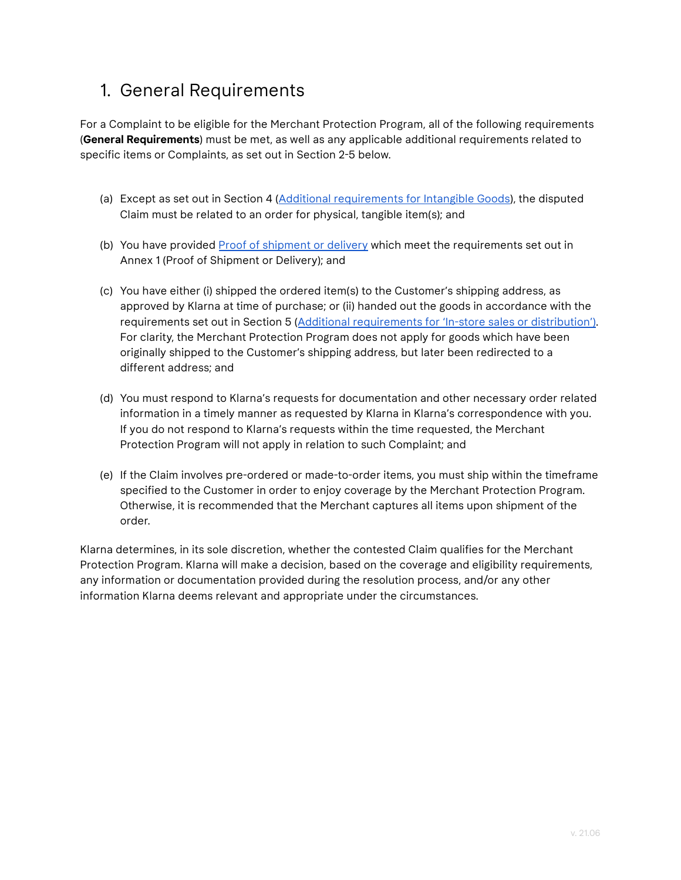# 1. General Requirements

For a Complaint to be eligible for the Merchant Protection Program, all of the following requirements (**General Requirements**) must be met, as well as any applicable additional requirements related to specific items or Complaints, as set out in Section 2-5 below.

(a) Except as set out in Section 4 (Additional requirements for Intangible Goods), the disputed Claim must be related to an order for physical, tangible item(s); and

(b) You have provided Proof of shipment or delivery which meet the requirements set out in Annex 1 (Proof of Shipment or Delivery); and

(c) You have either (i) shipped the ordered item(s) to the Customer's shipping address, as approved by Klarna at time of purchase; or (ii) handed out the goods in accordance with the requirements set out in Section 5 (Additional requirements for 'In-store sales or distribution'). For clarity, the Merchant Protection Program does not apply for goods which have been originally shipped to the Customer's shipping address, but later been redirected to a different address; and

(d) You must respond to Klarna's requests for documentation and other necessary order related information in a timely manner as requested by Klarna in Klarna's correspondence with you. If you do not respond to Klarna's requests within the time requested, the Merchant Protection Program will not apply in relation to such Complaint; and

(e) If the Claim involves pre-ordered or made-to-order items, you must ship within the timeframe specified to the Customer in order to enjoy coverage by the Merchant Protection Program. Otherwise, it is recommended that the Merchant captures all items upon shipment of the order.

Klarna determines, in its sole discretion, whether the contested Claim qualifies for the Merchant Protection Program. Klarna will make a decision, based on the coverage and eligibility requirements, any information or documentation provided during the resolution process, and/or any other information Klarna deems relevant and appropriate under the circumstances.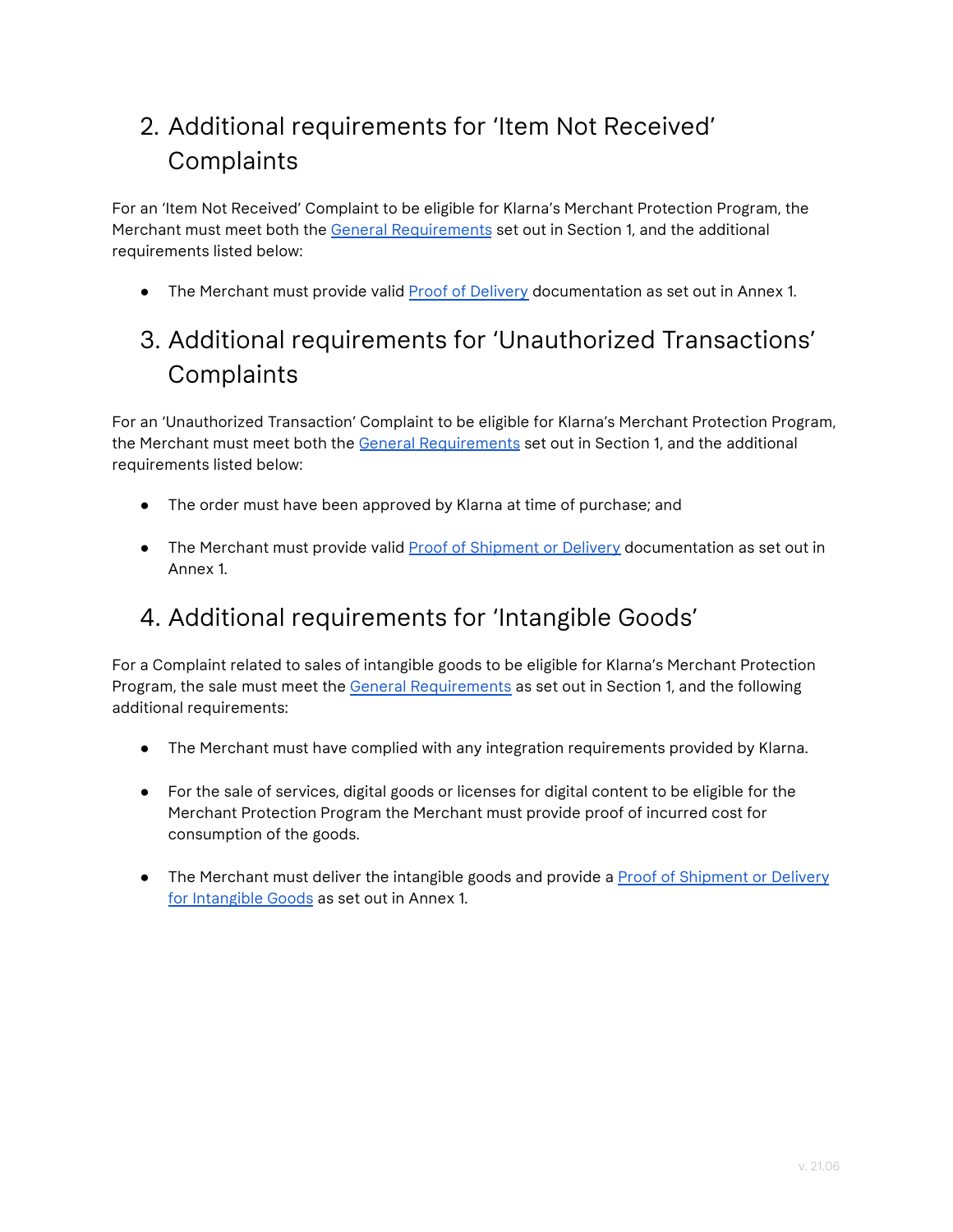## 2. Additional requirements for ‘Item Not Received’ Complaints

For an ‘Item Not Received’ Complaint to be eligible for Klarna’s Merchant Protection Program, the Merchant must meet both the General Requirements set out in Section 1, and the additional requirements listed below:

- The Merchant must provide valid Proof of Delivery documentation as set out in Annex 1.

## 3. Additional requirements for ‘Unauthorized Transactions’ Complaints

For an ‘Unauthorized Transaction’ Complaint to be eligible for Klarna’s Merchant Protection Program, the Merchant must meet both the General Requirements set out in Section 1, and the additional requirements listed below:

- The order must have been approved by Klarna at time of purchase; and
- The Merchant must provide valid Proof of Shipment or Delivery documentation as set out in Annex 1.

## 4. Additional requirements for ‘Intangible Goods’

For a Complaint related to sales of intangible goods to be eligible for Klarna’s Merchant Protection Program, the sale must meet the General Requirements as set out in Section 1, and the following additional requirements:

- The Merchant must have complied with any integration requirements provided by Klarna.
- For the sale of services, digital goods or licenses for digital content to be eligible for the Merchant Protection Program the Merchant must provide proof of incurred cost for consumption of the goods.
- The Merchant must deliver the intangible goods and provide a Proof of Shipment or Delivery for Intangible Goods as set out in Annex 1.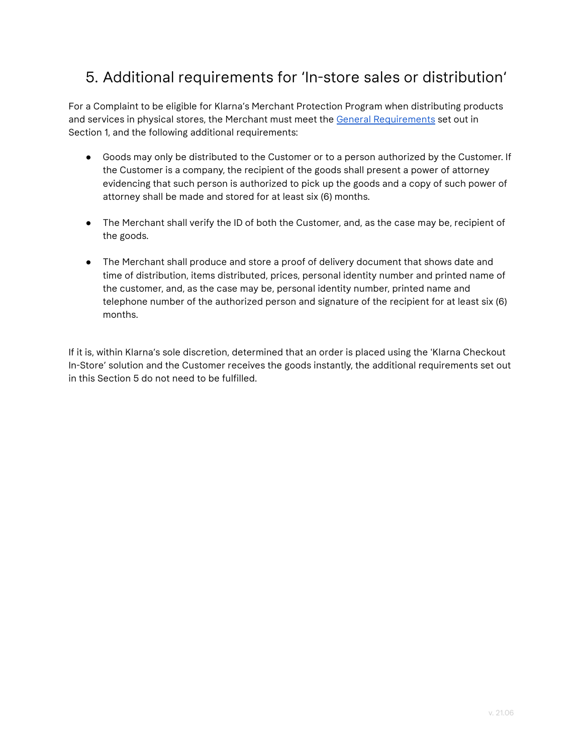# 5. Additional requirements for 'In-store sales or distribution'

For a Complaint to be eligible for Klarna's Merchant Protection Program when distributing products and services in physical stores, the Merchant must meet the General Requirements set out in Section 1, and the following additional requirements:

- Goods may only be distributed to the Customer or to a person authorized by the Customer. If the Customer is a company, the recipient of the goods shall present a power of attorney evidencing that such person is authorized to pick up the goods and a copy of such power of attorney shall be made and stored for at least six (6) months.

- The Merchant shall verify the ID of both the Customer, and, as the case may be, recipient of the goods.

- The Merchant shall produce and store a proof of delivery document that shows date and time of distribution, items distributed, prices, personal identity number and printed name of the customer, and, as the case may be, personal identity number, printed name and telephone number of the authorized person and signature of the recipient for at least six (6) months.

If it is, within Klarna's sole discretion, determined that an order is placed using the 'Klarna Checkout In-Store' solution and the Customer receives the goods instantly, the additional requirements set out in this Section 5 do not need to be fulfilled.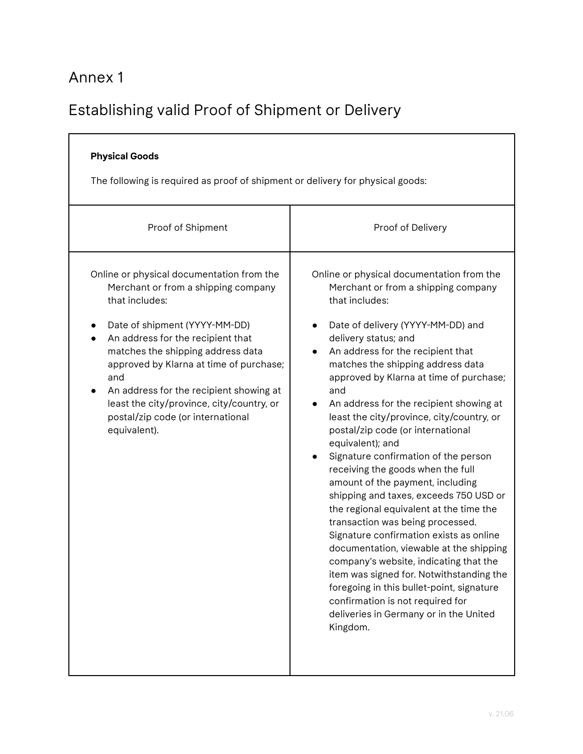# Annex 1

## Establishing valid Proof of Shipment or Delivery

**Physical Goods**

The following is required as proof of shipment or delivery for physical goods:

| Proof of Shipment | Proof of Delivery |
|---|---|
| Online or physical documentation from the Merchant or from a shipping company that includes:<br><br>● Date of shipment (YYYY-MM-DD)<br>● An address for the recipient that matches the shipping address data approved by Klarna at time of purchase; and<br>● An address for the recipient showing at least the city/province, city/country, or postal/zip code (or international equivalent). | Online or physical documentation from the Merchant or from a shipping company that includes:<br><br>● Date of delivery (YYYY-MM-DD) and delivery status; and<br>● An address for the recipient that matches the shipping address data approved by Klarna at time of purchase; and<br>● An address for the recipient showing at least the city/province, city/country, or postal/zip code (or international equivalent); and<br>● Signature confirmation of the person receiving the goods when the full amount of the payment, including shipping and taxes, exceeds 750 USD or the regional equivalent at the time the transaction was being processed. Signature confirmation exists as online documentation, viewable at the shipping company's website, indicating that the item was signed for. Notwithstanding the foregoing in this bullet-point, signature confirmation is not required for deliveries in Germany or in the United Kingdom. |

v. 21.06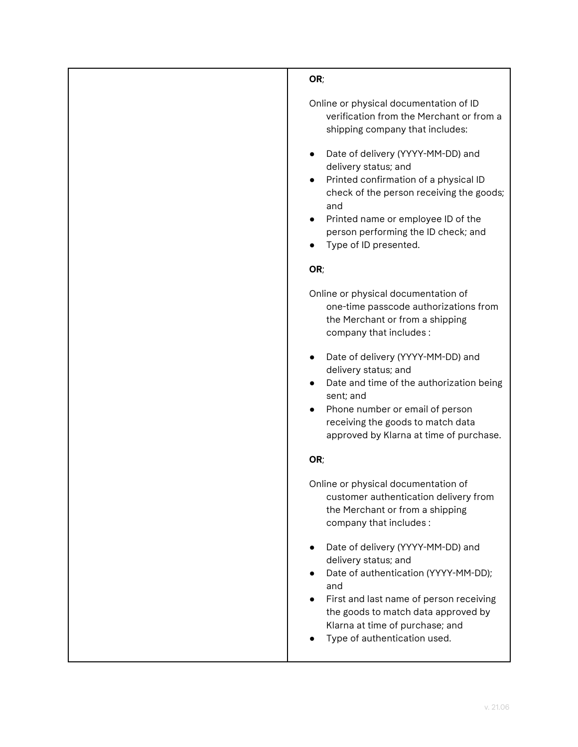| | |
|---|---|
| | **OR**;<br><br>Online or physical documentation of ID verification from the Merchant or from a shipping company that includes:<br><br>● Date of delivery (YYYY-MM-DD) and delivery status; and<br>● Printed confirmation of a physical ID check of the person receiving the goods; and<br>● Printed name or employee ID of the person performing the ID check; and<br>● Type of ID presented.<br><br>**OR**;<br><br>Online or physical documentation of one-time passcode authorizations from the Merchant or from a shipping company that includes :<br><br>● Date of delivery (YYYY-MM-DD) and delivery status; and<br>● Date and time of the authorization being sent; and<br>● Phone number or email of person receiving the goods to match data approved by Klarna at time of purchase.<br><br>**OR**;<br><br>Online or physical documentation of customer authentication delivery from the Merchant or from a shipping company that includes :<br><br>● Date of delivery (YYYY-MM-DD) and delivery status; and<br>● Date of authentication (YYYY-MM-DD); and<br>● First and last name of person receiving the goods to match data approved by Klarna at time of purchase; and<br>● Type of authentication used. |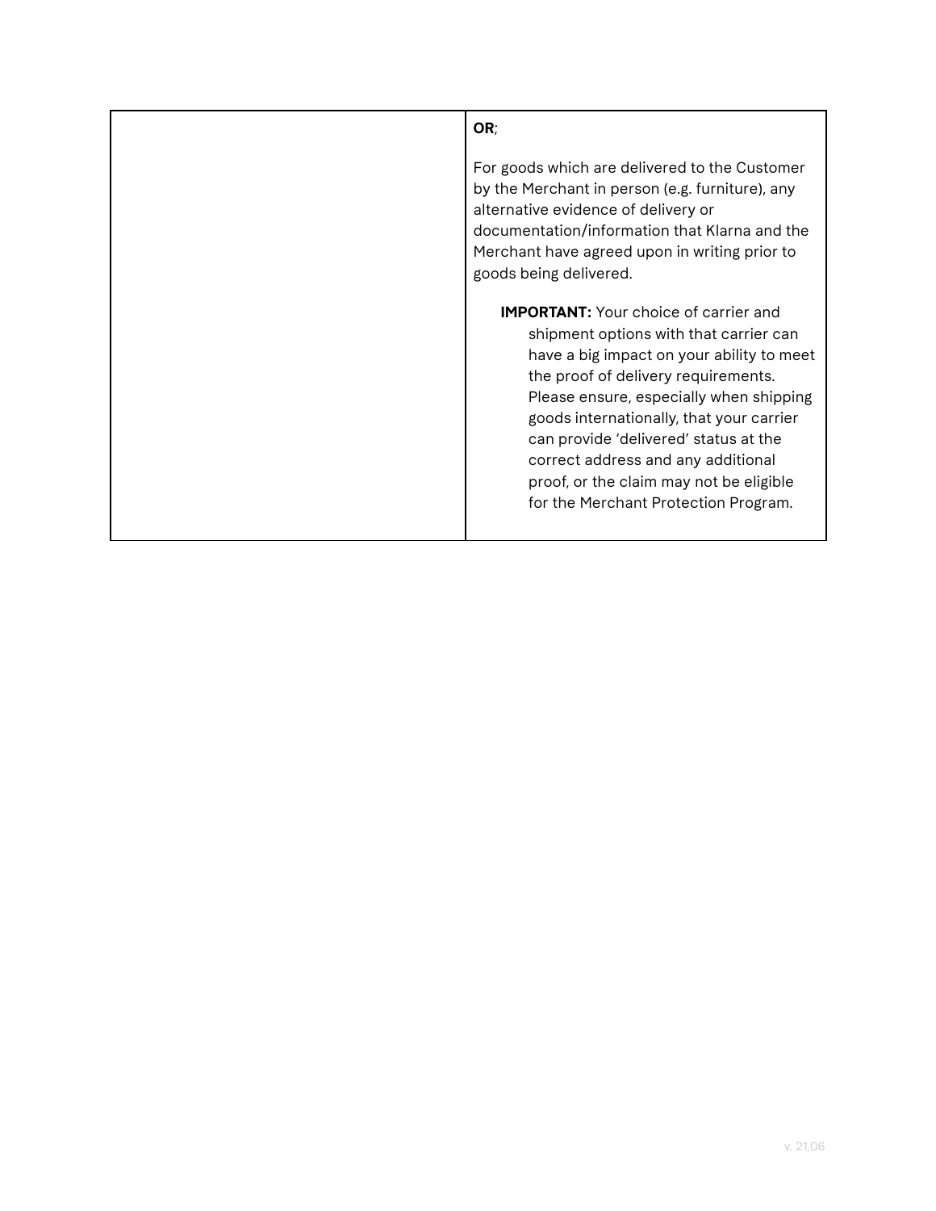| | |
|---|---|
| | **OR**;<br><br>For goods which are delivered to the Customer by the Merchant in person (e.g. furniture), any alternative evidence of delivery or documentation/information that Klarna and the Merchant have agreed upon in writing prior to goods being delivered.<br><br>**IMPORTANT:** Your choice of carrier and shipment options with that carrier can have a big impact on your ability to meet the proof of delivery requirements. Please ensure, especially when shipping goods internationally, that your carrier can provide 'delivered' status at the correct address and any additional proof, or the claim may not be eligible for the Merchant Protection Program. |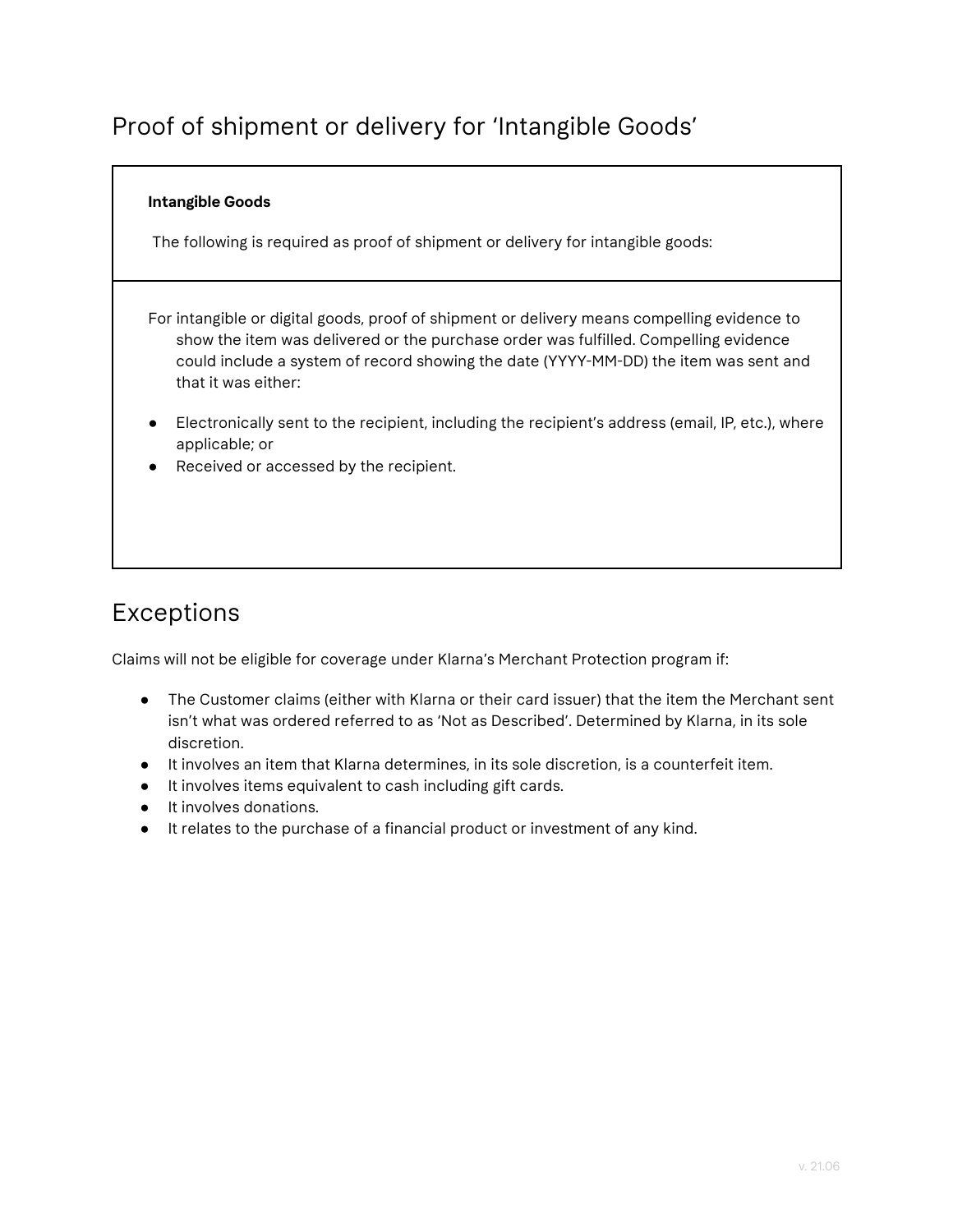## Proof of shipment or delivery for 'Intangible Goods'

| **Intangible Goods**<br><br>The following is required as proof of shipment or delivery for intangible goods: |
| --- |
| For intangible or digital goods, proof of shipment or delivery means compelling evidence to show the item was delivered or the purchase order was fulfilled. Compelling evidence could include a system of record showing the date (YYYY-MM-DD) the item was sent and that it was either:<br><br>● Electronically sent to the recipient, including the recipient's address (email, IP, etc.), where applicable; or<br>● Received or accessed by the recipient. |

## Exceptions

Claims will not be eligible for coverage under Klarna's Merchant Protection program if:

- The Customer claims (either with Klarna or their card issuer) that the item the Merchant sent isn't what was ordered referred to as 'Not as Described'. Determined by Klarna, in its sole discretion.
- It involves an item that Klarna determines, in its sole discretion, is a counterfeit item.
- It involves items equivalent to cash including gift cards.
- It involves donations.
- It relates to the purchase of a financial product or investment of any kind.